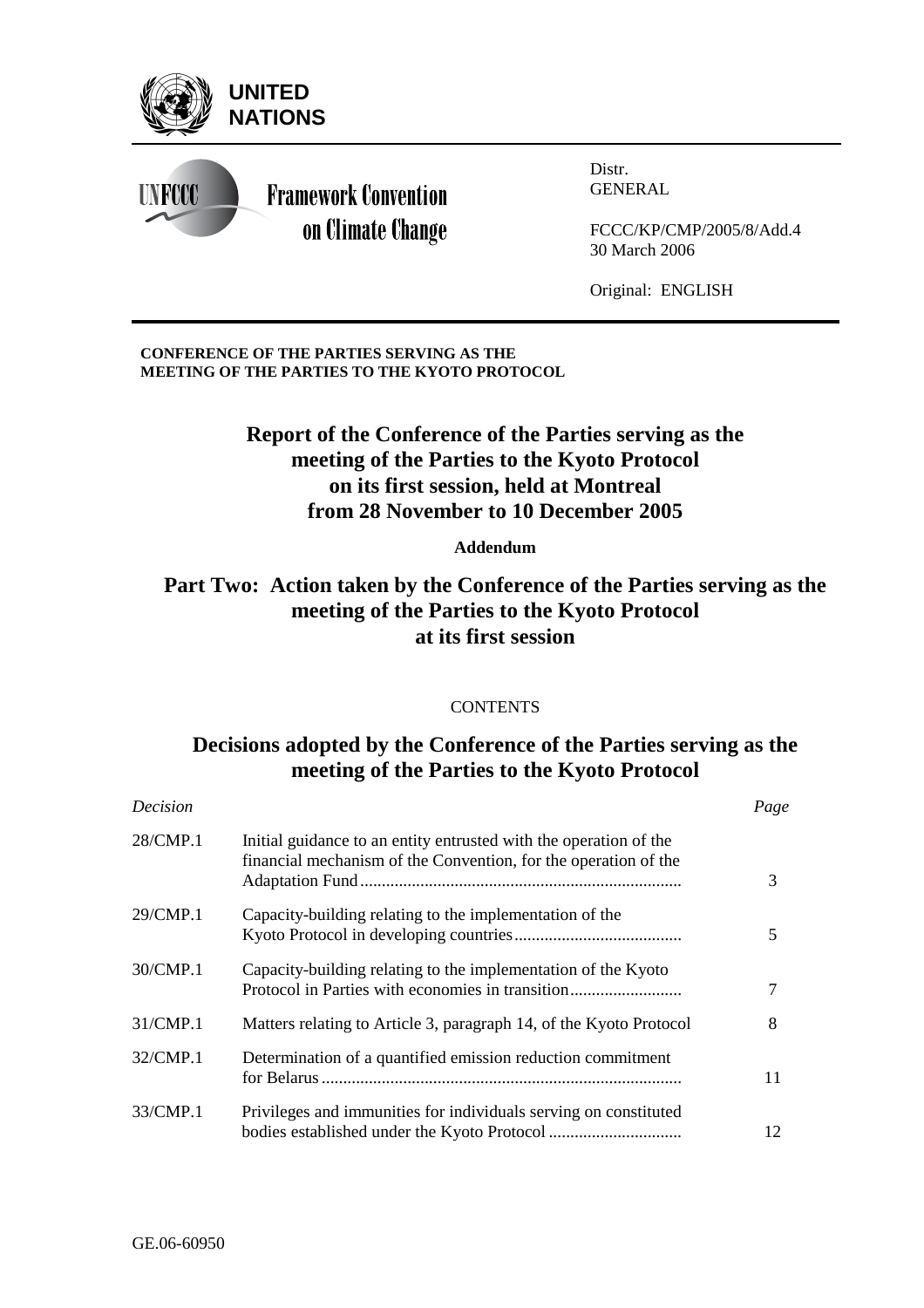**UNITED NATIONS**

**UNFCCC**

**Framework Convention on Climate Change**

Distr.
GENERAL

FCCC/KP/CMP/2005/8/Add.4
30 March 2006

Original: ENGLISH

**CONFERENCE OF THE PARTIES SERVING AS THE MEETING OF THE PARTIES TO THE KYOTO PROTOCOL**

# Report of the Conference of the Parties serving as the meeting of the Parties to the Kyoto Protocol on its first session, held at Montreal from 28 November to 10 December 2005

**Addendum**

## Part Two: Action taken by the Conference of the Parties serving as the meeting of the Parties to the Kyoto Protocol at its first session

CONTENTS

## Decisions adopted by the Conference of the Parties serving as the meeting of the Parties to the Kyoto Protocol

| *Decision* | | *Page* |
|---|---|---|
| 28/CMP.1 | Initial guidance to an entity entrusted with the operation of the financial mechanism of the Convention, for the operation of the Adaptation Fund | 3 |
| 29/CMP.1 | Capacity-building relating to the implementation of the Kyoto Protocol in developing countries | 5 |
| 30/CMP.1 | Capacity-building relating to the implementation of the Kyoto Protocol in Parties with economies in transition | 7 |
| 31/CMP.1 | Matters relating to Article 3, paragraph 14, of the Kyoto Protocol | 8 |
| 32/CMP.1 | Determination of a quantified emission reduction commitment for Belarus | 11 |
| 33/CMP.1 | Privileges and immunities for individuals serving on constituted bodies established under the Kyoto Protocol | 12 |

GE.06-60950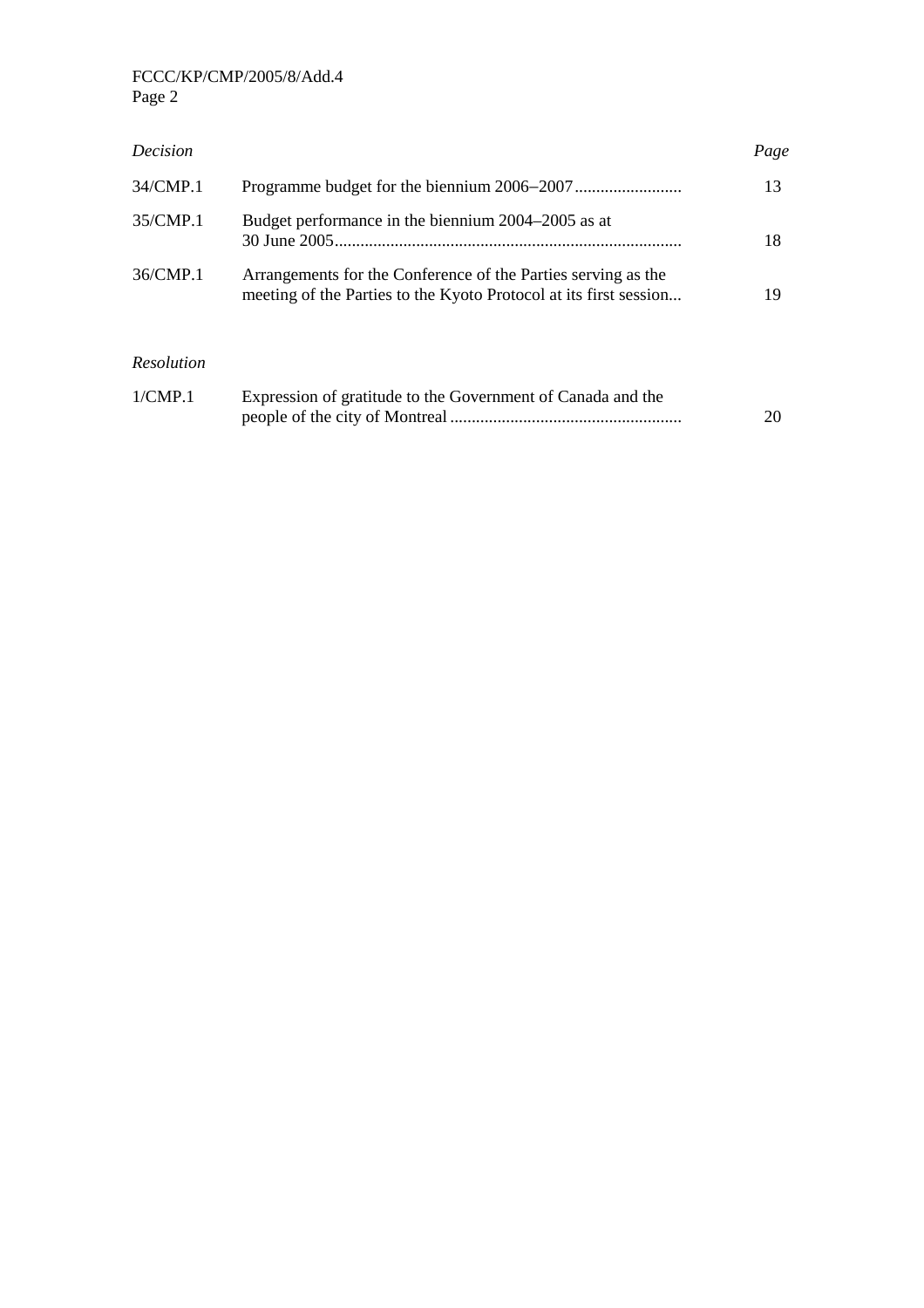| *Decision* | | *Page* |
| --- | --- | --- |
| 34/CMP.1 | Programme budget for the biennium 2006–2007 | 13 |
| 35/CMP.1 | Budget performance in the biennium 2004–2005 as at 30 June 2005 | 18 |
| 36/CMP.1 | Arrangements for the Conference of the Parties serving as the meeting of the Parties to the Kyoto Protocol at its first session | 19 |

| *Resolution* | | |
| --- | --- | --- |
| 1/CMP.1 | Expression of gratitude to the Government of Canada and the people of the city of Montreal | 20 |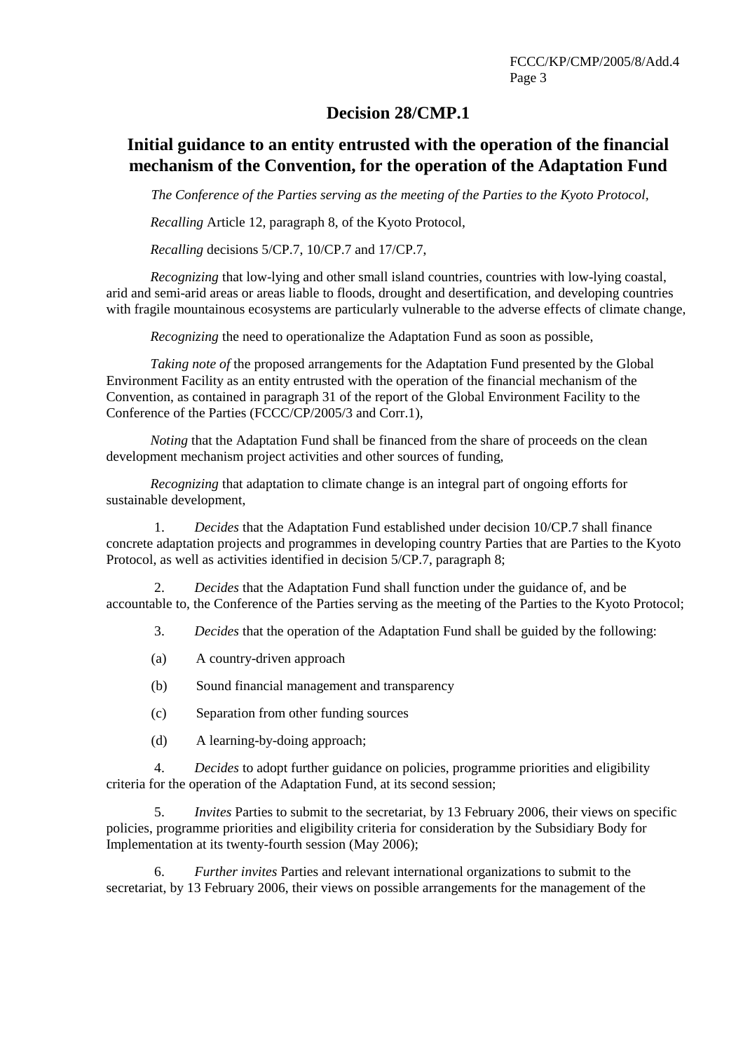# Decision 28/CMP.1

## Initial guidance to an entity entrusted with the operation of the financial mechanism of the Convention, for the operation of the Adaptation Fund

*The Conference of the Parties serving as the meeting of the Parties to the Kyoto Protocol,*

*Recalling* Article 12, paragraph 8, of the Kyoto Protocol,

*Recalling* decisions 5/CP.7, 10/CP.7 and 17/CP.7,

*Recognizing* that low-lying and other small island countries, countries with low-lying coastal, arid and semi-arid areas or areas liable to floods, drought and desertification, and developing countries with fragile mountainous ecosystems are particularly vulnerable to the adverse effects of climate change,

*Recognizing* the need to operationalize the Adaptation Fund as soon as possible,

*Taking note of* the proposed arrangements for the Adaptation Fund presented by the Global Environment Facility as an entity entrusted with the operation of the financial mechanism of the Convention, as contained in paragraph 31 of the report of the Global Environment Facility to the Conference of the Parties (FCCC/CP/2005/3 and Corr.1),

*Noting* that the Adaptation Fund shall be financed from the share of proceeds on the clean development mechanism project activities and other sources of funding,

*Recognizing* that adaptation to climate change is an integral part of ongoing efforts for sustainable development,

1. *Decides* that the Adaptation Fund established under decision 10/CP.7 shall finance concrete adaptation projects and programmes in developing country Parties that are Parties to the Kyoto Protocol, as well as activities identified in decision 5/CP.7, paragraph 8;

2. *Decides* that the Adaptation Fund shall function under the guidance of, and be accountable to, the Conference of the Parties serving as the meeting of the Parties to the Kyoto Protocol;

3. *Decides* that the operation of the Adaptation Fund shall be guided by the following:

   (a) A country-driven approach

   (b) Sound financial management and transparency

   (c) Separation from other funding sources

   (d) A learning-by-doing approach;

4. *Decides* to adopt further guidance on policies, programme priorities and eligibility criteria for the operation of the Adaptation Fund, at its second session;

5. *Invites* Parties to submit to the secretariat, by 13 February 2006, their views on specific policies, programme priorities and eligibility criteria for consideration by the Subsidiary Body for Implementation at its twenty-fourth session (May 2006);

6. *Further invites* Parties and relevant international organizations to submit to the secretariat, by 13 February 2006, their views on possible arrangements for the management of the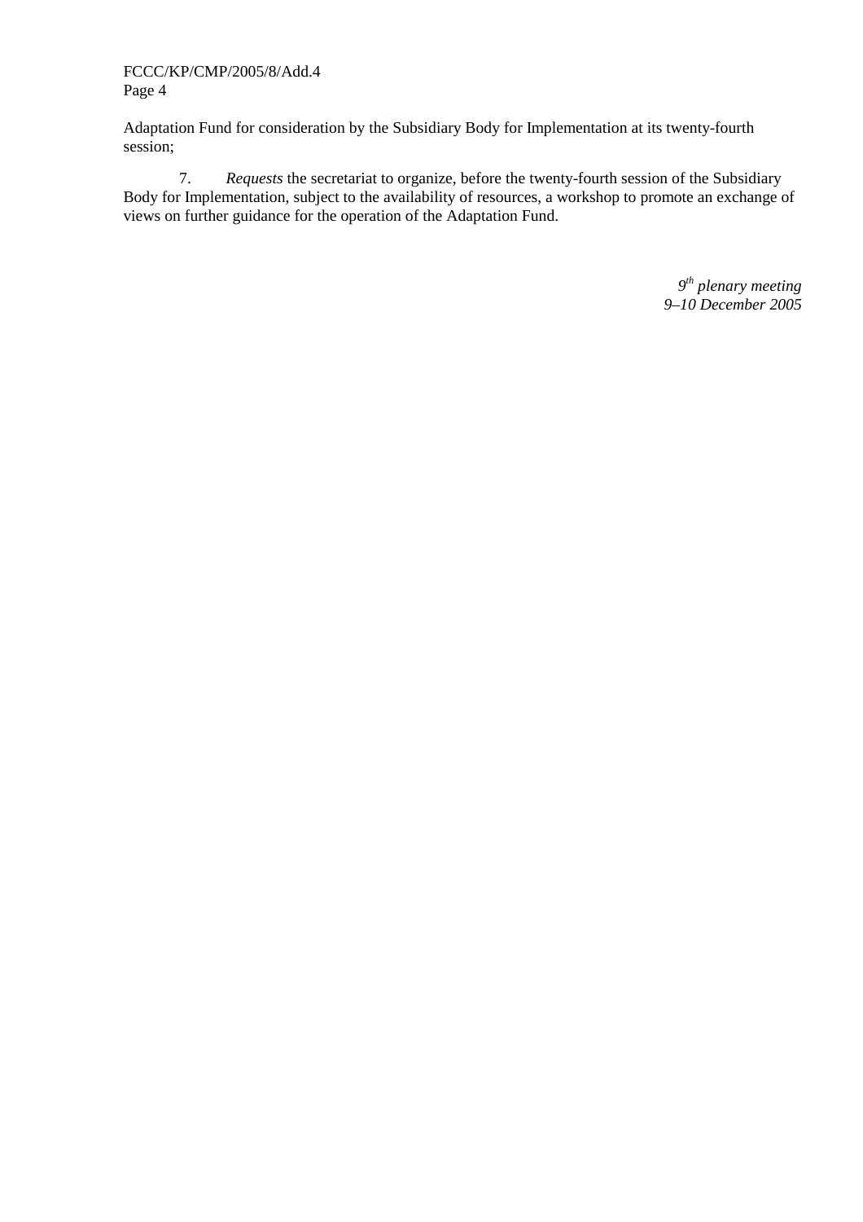Adaptation Fund for consideration by the Subsidiary Body for Implementation at its twenty-fourth session;

7. *Requests* the secretariat to organize, before the twenty-fourth session of the Subsidiary Body for Implementation, subject to the availability of resources, a workshop to promote an exchange of views on further guidance for the operation of the Adaptation Fund.

*9th plenary meeting*
*9–10 December 2005*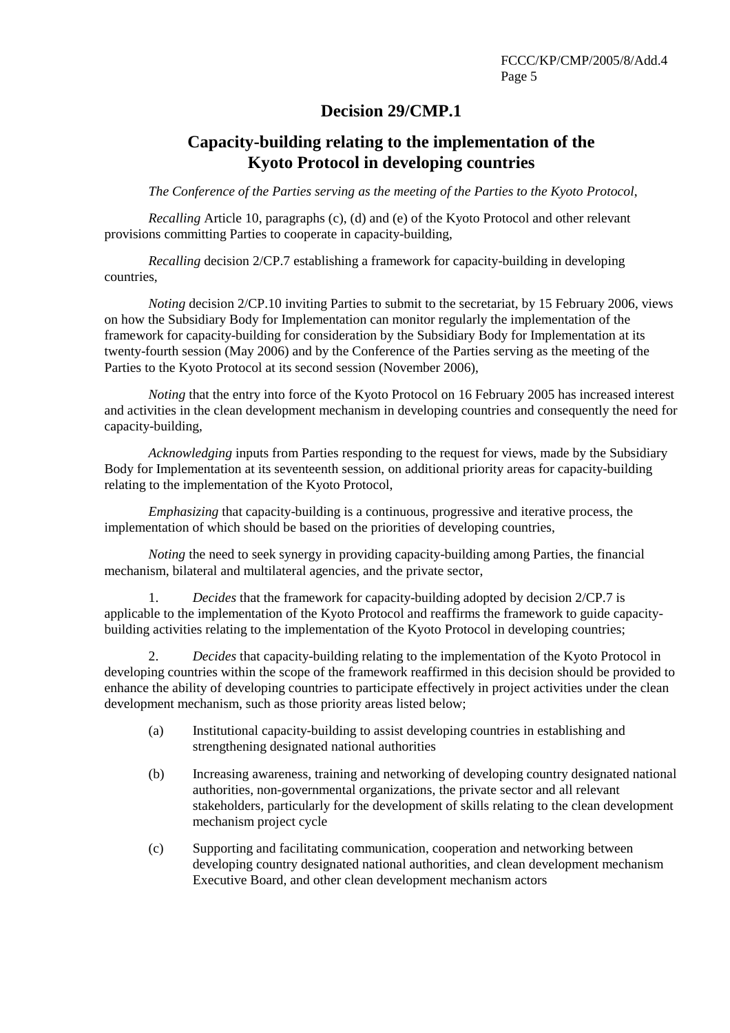# Decision 29/CMP.1

## Capacity-building relating to the implementation of the Kyoto Protocol in developing countries

*The Conference of the Parties serving as the meeting of the Parties to the Kyoto Protocol*,

*Recalling* Article 10, paragraphs (c), (d) and (e) of the Kyoto Protocol and other relevant provisions committing Parties to cooperate in capacity-building,

*Recalling* decision 2/CP.7 establishing a framework for capacity-building in developing countries,

*Noting* decision 2/CP.10 inviting Parties to submit to the secretariat, by 15 February 2006, views on how the Subsidiary Body for Implementation can monitor regularly the implementation of the framework for capacity-building for consideration by the Subsidiary Body for Implementation at its twenty-fourth session (May 2006) and by the Conference of the Parties serving as the meeting of the Parties to the Kyoto Protocol at its second session (November 2006),

*Noting* that the entry into force of the Kyoto Protocol on 16 February 2005 has increased interest and activities in the clean development mechanism in developing countries and consequently the need for capacity-building,

*Acknowledging* inputs from Parties responding to the request for views, made by the Subsidiary Body for Implementation at its seventeenth session, on additional priority areas for capacity-building relating to the implementation of the Kyoto Protocol,

*Emphasizing* that capacity-building is a continuous, progressive and iterative process, the implementation of which should be based on the priorities of developing countries,

*Noting* the need to seek synergy in providing capacity-building among Parties, the financial mechanism, bilateral and multilateral agencies, and the private sector,

1. *Decides* that the framework for capacity-building adopted by decision 2/CP.7 is applicable to the implementation of the Kyoto Protocol and reaffirms the framework to guide capacity-building activities relating to the implementation of the Kyoto Protocol in developing countries;

2. *Decides* that capacity-building relating to the implementation of the Kyoto Protocol in developing countries within the scope of the framework reaffirmed in this decision should be provided to enhance the ability of developing countries to participate effectively in project activities under the clean development mechanism, such as those priority areas listed below;

   (a) Institutional capacity-building to assist developing countries in establishing and strengthening designated national authorities

   (b) Increasing awareness, training and networking of developing country designated national authorities, non-governmental organizations, the private sector and all relevant stakeholders, particularly for the development of skills relating to the clean development mechanism project cycle

   (c) Supporting and facilitating communication, cooperation and networking between developing country designated national authorities, and clean development mechanism Executive Board, and other clean development mechanism actors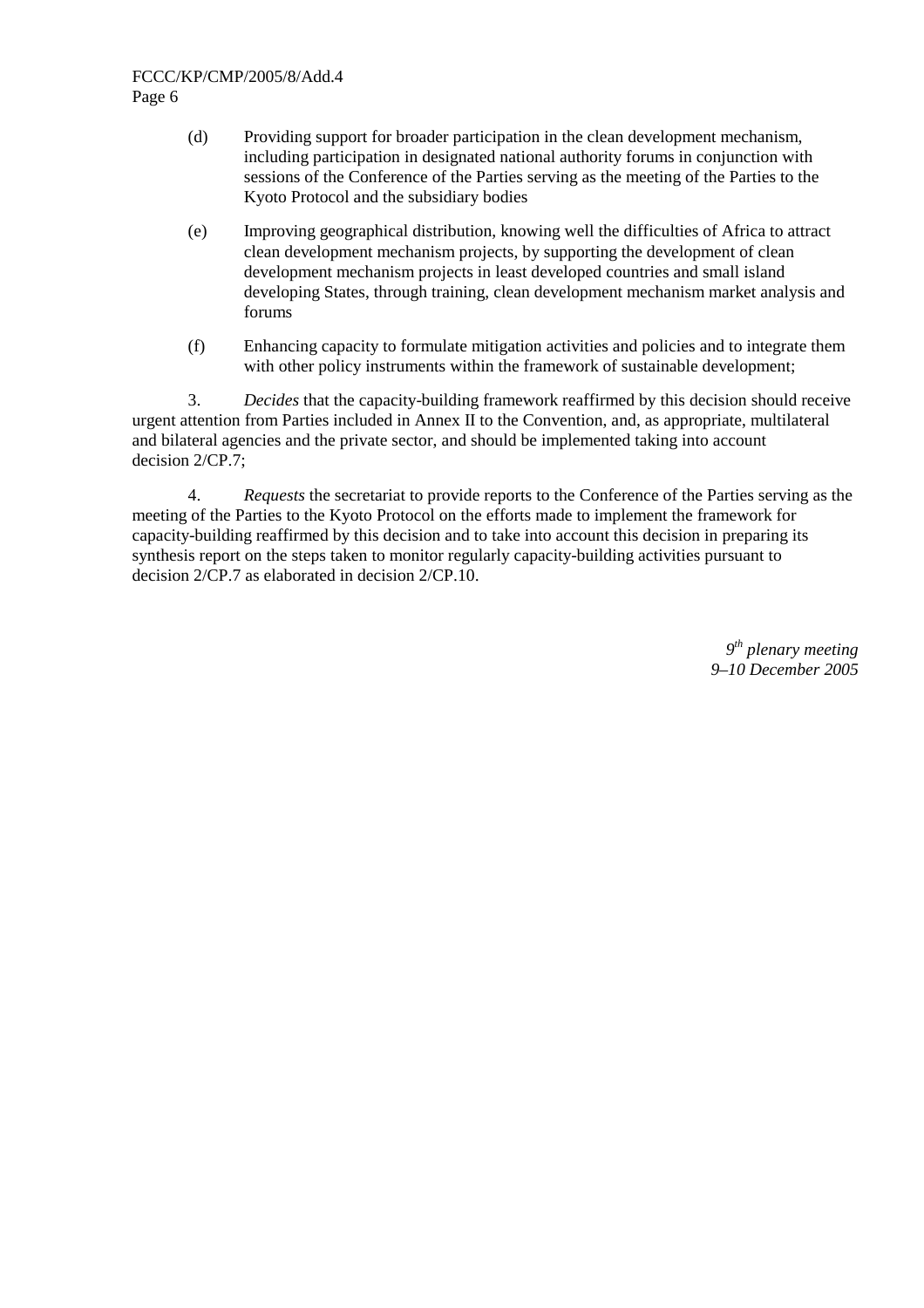(d) Providing support for broader participation in the clean development mechanism, including participation in designated national authority forums in conjunction with sessions of the Conference of the Parties serving as the meeting of the Parties to the Kyoto Protocol and the subsidiary bodies

(e) Improving geographical distribution, knowing well the difficulties of Africa to attract clean development mechanism projects, by supporting the development of clean development mechanism projects in least developed countries and small island developing States, through training, clean development mechanism market analysis and forums

(f) Enhancing capacity to formulate mitigation activities and policies and to integrate them with other policy instruments within the framework of sustainable development;

3. *Decides* that the capacity-building framework reaffirmed by this decision should receive urgent attention from Parties included in Annex II to the Convention, and, as appropriate, multilateral and bilateral agencies and the private sector, and should be implemented taking into account decision 2/CP.7;

4. *Requests* the secretariat to provide reports to the Conference of the Parties serving as the meeting of the Parties to the Kyoto Protocol on the efforts made to implement the framework for capacity-building reaffirmed by this decision and to take into account this decision in preparing its synthesis report on the steps taken to monitor regularly capacity-building activities pursuant to decision 2/CP.7 as elaborated in decision 2/CP.10.

*9th plenary meeting*
*9–10 December 2005*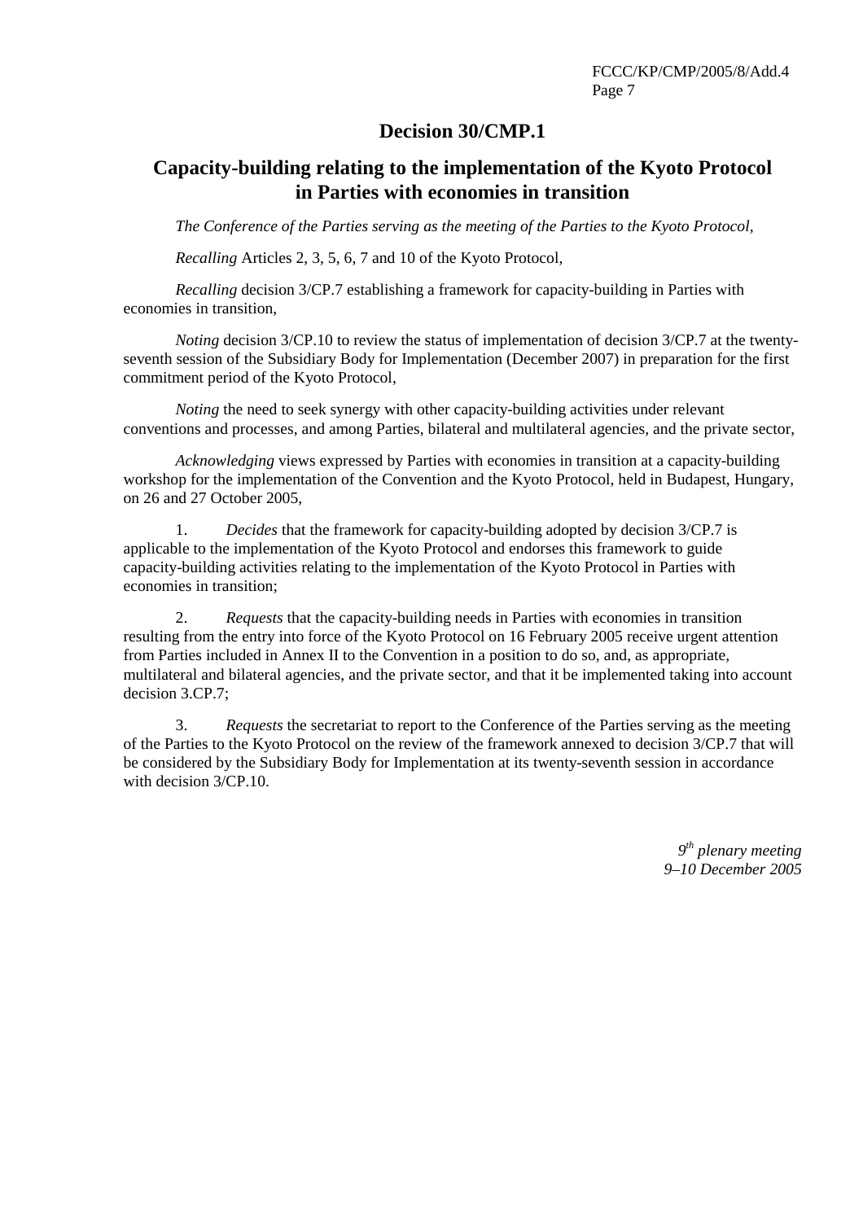# Decision 30/CMP.1

## Capacity-building relating to the implementation of the Kyoto Protocol in Parties with economies in transition

*The Conference of the Parties serving as the meeting of the Parties to the Kyoto Protocol*,

*Recalling* Articles 2, 3, 5, 6, 7 and 10 of the Kyoto Protocol,

*Recalling* decision 3/CP.7 establishing a framework for capacity-building in Parties with economies in transition,

*Noting* decision 3/CP.10 to review the status of implementation of decision 3/CP.7 at the twenty-seventh session of the Subsidiary Body for Implementation (December 2007) in preparation for the first commitment period of the Kyoto Protocol,

*Noting* the need to seek synergy with other capacity-building activities under relevant conventions and processes, and among Parties, bilateral and multilateral agencies, and the private sector,

*Acknowledging* views expressed by Parties with economies in transition at a capacity-building workshop for the implementation of the Convention and the Kyoto Protocol, held in Budapest, Hungary, on 26 and 27 October 2005,

1. *Decides* that the framework for capacity-building adopted by decision 3/CP.7 is applicable to the implementation of the Kyoto Protocol and endorses this framework to guide capacity-building activities relating to the implementation of the Kyoto Protocol in Parties with economies in transition;

2. *Requests* that the capacity-building needs in Parties with economies in transition resulting from the entry into force of the Kyoto Protocol on 16 February 2005 receive urgent attention from Parties included in Annex II to the Convention in a position to do so, and, as appropriate, multilateral and bilateral agencies, and the private sector, and that it be implemented taking into account decision 3.CP.7;

3. *Requests* the secretariat to report to the Conference of the Parties serving as the meeting of the Parties to the Kyoto Protocol on the review of the framework annexed to decision 3/CP.7 that will be considered by the Subsidiary Body for Implementation at its twenty-seventh session in accordance with decision 3/CP.10.

*9th plenary meeting*
*9–10 December 2005*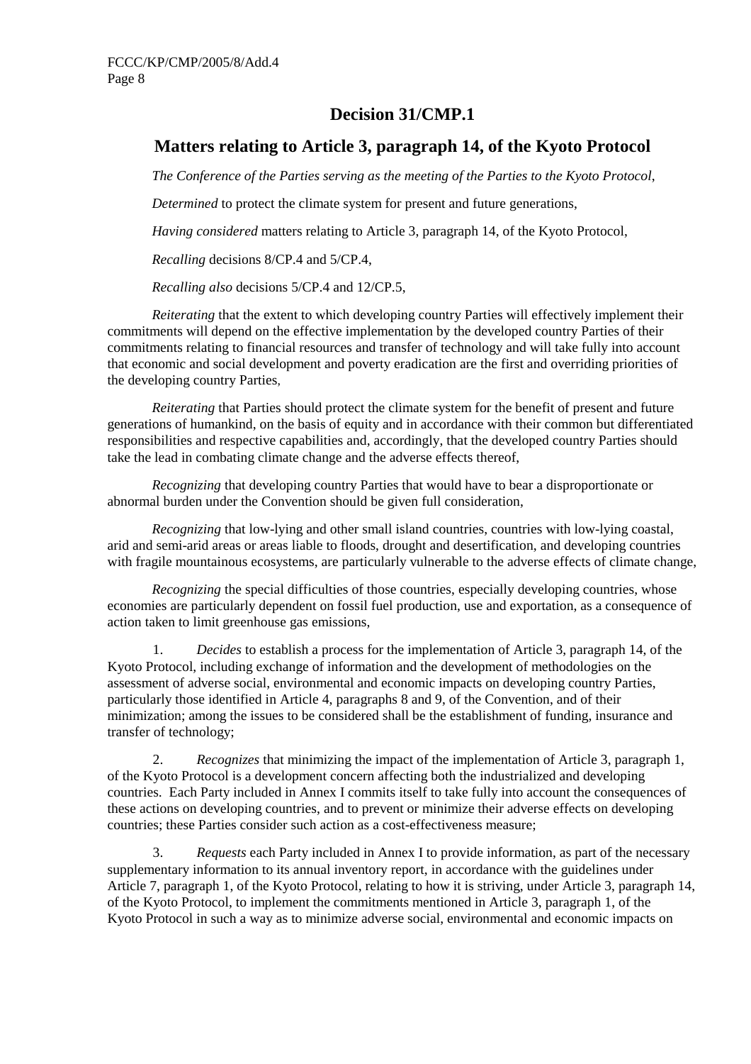## Decision 31/CMP.1

## Matters relating to Article 3, paragraph 14, of the Kyoto Protocol

*The Conference of the Parties serving as the meeting of the Parties to the Kyoto Protocol*,

*Determined* to protect the climate system for present and future generations,

*Having considered* matters relating to Article 3, paragraph 14, of the Kyoto Protocol,

*Recalling* decisions 8/CP.4 and 5/CP.4,

*Recalling also* decisions 5/CP.4 and 12/CP.5,

*Reiterating* that the extent to which developing country Parties will effectively implement their commitments will depend on the effective implementation by the developed country Parties of their commitments relating to financial resources and transfer of technology and will take fully into account that economic and social development and poverty eradication are the first and overriding priorities of the developing country Parties,

*Reiterating* that Parties should protect the climate system for the benefit of present and future generations of humankind, on the basis of equity and in accordance with their common but differentiated responsibilities and respective capabilities and, accordingly, that the developed country Parties should take the lead in combating climate change and the adverse effects thereof,

*Recognizing* that developing country Parties that would have to bear a disproportionate or abnormal burden under the Convention should be given full consideration,

*Recognizing* that low-lying and other small island countries, countries with low-lying coastal, arid and semi-arid areas or areas liable to floods, drought and desertification, and developing countries with fragile mountainous ecosystems, are particularly vulnerable to the adverse effects of climate change,

*Recognizing* the special difficulties of those countries, especially developing countries, whose economies are particularly dependent on fossil fuel production, use and exportation, as a consequence of action taken to limit greenhouse gas emissions,

1. *Decides* to establish a process for the implementation of Article 3, paragraph 14, of the Kyoto Protocol, including exchange of information and the development of methodologies on the assessment of adverse social, environmental and economic impacts on developing country Parties, particularly those identified in Article 4, paragraphs 8 and 9, of the Convention, and of their minimization; among the issues to be considered shall be the establishment of funding, insurance and transfer of technology;

2. *Recognizes* that minimizing the impact of the implementation of Article 3, paragraph 1, of the Kyoto Protocol is a development concern affecting both the industrialized and developing countries. Each Party included in Annex I commits itself to take fully into account the consequences of these actions on developing countries, and to prevent or minimize their adverse effects on developing countries; these Parties consider such action as a cost-effectiveness measure;

3. *Requests* each Party included in Annex I to provide information, as part of the necessary supplementary information to its annual inventory report, in accordance with the guidelines under Article 7, paragraph 1, of the Kyoto Protocol, relating to how it is striving, under Article 3, paragraph 14, of the Kyoto Protocol, to implement the commitments mentioned in Article 3, paragraph 1, of the Kyoto Protocol in such a way as to minimize adverse social, environmental and economic impacts on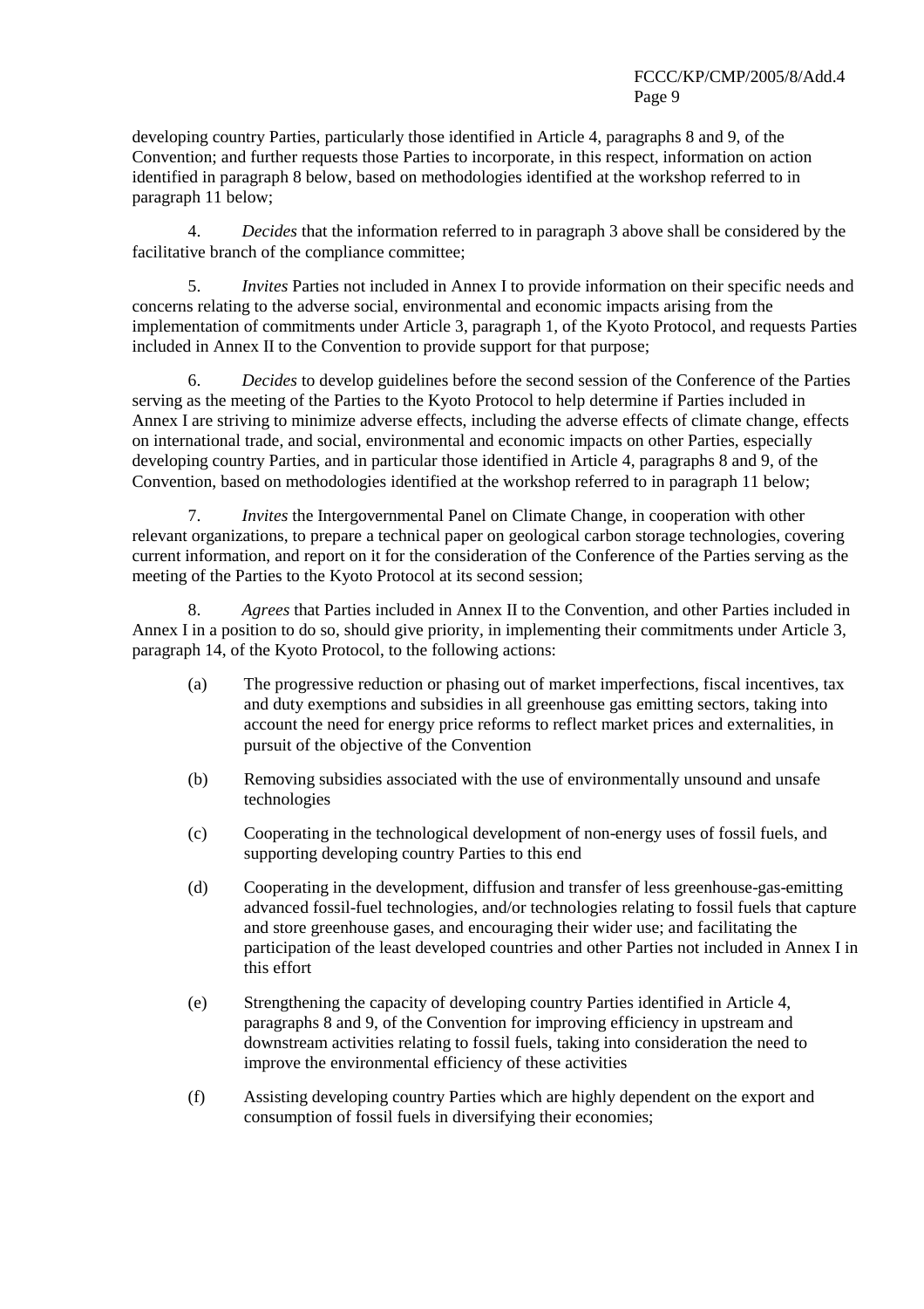developing country Parties, particularly those identified in Article 4, paragraphs 8 and 9, of the Convention; and further requests those Parties to incorporate, in this respect, information on action identified in paragraph 8 below, based on methodologies identified at the workshop referred to in paragraph 11 below;

4. *Decides* that the information referred to in paragraph 3 above shall be considered by the facilitative branch of the compliance committee;

5. *Invites* Parties not included in Annex I to provide information on their specific needs and concerns relating to the adverse social, environmental and economic impacts arising from the implementation of commitments under Article 3, paragraph 1, of the Kyoto Protocol, and requests Parties included in Annex II to the Convention to provide support for that purpose;

6. *Decides* to develop guidelines before the second session of the Conference of the Parties serving as the meeting of the Parties to the Kyoto Protocol to help determine if Parties included in Annex I are striving to minimize adverse effects, including the adverse effects of climate change, effects on international trade, and social, environmental and economic impacts on other Parties, especially developing country Parties, and in particular those identified in Article 4, paragraphs 8 and 9, of the Convention, based on methodologies identified at the workshop referred to in paragraph 11 below;

7. *Invites* the Intergovernmental Panel on Climate Change, in cooperation with other relevant organizations, to prepare a technical paper on geological carbon storage technologies, covering current information, and report on it for the consideration of the Conference of the Parties serving as the meeting of the Parties to the Kyoto Protocol at its second session;

8. *Agrees* that Parties included in Annex II to the Convention, and other Parties included in Annex I in a position to do so, should give priority, in implementing their commitments under Article 3, paragraph 14, of the Kyoto Protocol, to the following actions:

(a) The progressive reduction or phasing out of market imperfections, fiscal incentives, tax and duty exemptions and subsidies in all greenhouse gas emitting sectors, taking into account the need for energy price reforms to reflect market prices and externalities, in pursuit of the objective of the Convention

(b) Removing subsidies associated with the use of environmentally unsound and unsafe technologies

(c) Cooperating in the technological development of non-energy uses of fossil fuels, and supporting developing country Parties to this end

(d) Cooperating in the development, diffusion and transfer of less greenhouse-gas-emitting advanced fossil-fuel technologies, and/or technologies relating to fossil fuels that capture and store greenhouse gases, and encouraging their wider use; and facilitating the participation of the least developed countries and other Parties not included in Annex I in this effort

(e) Strengthening the capacity of developing country Parties identified in Article 4, paragraphs 8 and 9, of the Convention for improving efficiency in upstream and downstream activities relating to fossil fuels, taking into consideration the need to improve the environmental efficiency of these activities

(f) Assisting developing country Parties which are highly dependent on the export and consumption of fossil fuels in diversifying their economies;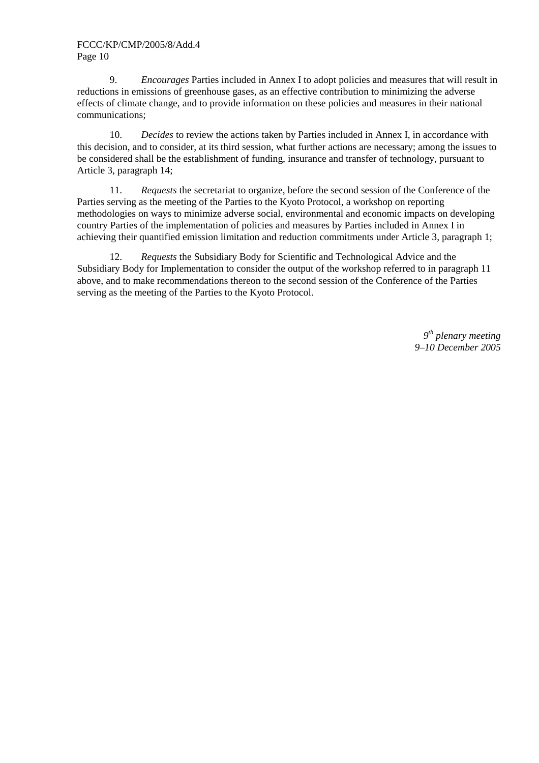9. *Encourages* Parties included in Annex I to adopt policies and measures that will result in reductions in emissions of greenhouse gases, as an effective contribution to minimizing the adverse effects of climate change, and to provide information on these policies and measures in their national communications;

10. *Decides* to review the actions taken by Parties included in Annex I, in accordance with this decision, and to consider, at its third session, what further actions are necessary; among the issues to be considered shall be the establishment of funding, insurance and transfer of technology, pursuant to Article 3, paragraph 14;

11. *Requests* the secretariat to organize, before the second session of the Conference of the Parties serving as the meeting of the Parties to the Kyoto Protocol, a workshop on reporting methodologies on ways to minimize adverse social, environmental and economic impacts on developing country Parties of the implementation of policies and measures by Parties included in Annex I in achieving their quantified emission limitation and reduction commitments under Article 3, paragraph 1;

12. *Requests* the Subsidiary Body for Scientific and Technological Advice and the Subsidiary Body for Implementation to consider the output of the workshop referred to in paragraph 11 above, and to make recommendations thereon to the second session of the Conference of the Parties serving as the meeting of the Parties to the Kyoto Protocol.

*9th plenary meeting*
*9–10 December 2005*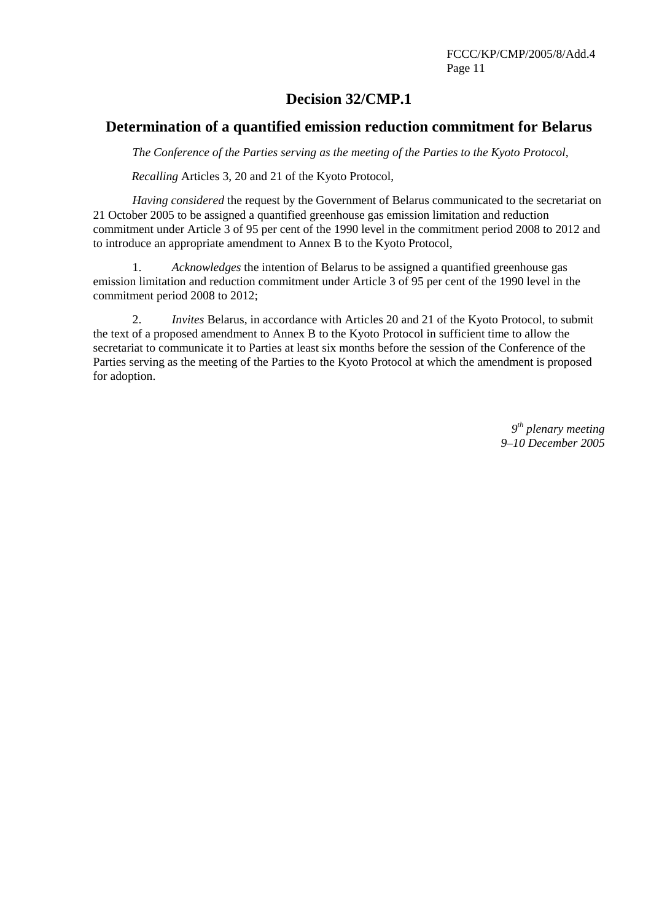# Decision 32/CMP.1

## Determination of a quantified emission reduction commitment for Belarus

*The Conference of the Parties serving as the meeting of the Parties to the Kyoto Protocol*,

*Recalling* Articles 3, 20 and 21 of the Kyoto Protocol,

*Having considered* the request by the Government of Belarus communicated to the secretariat on 21 October 2005 to be assigned a quantified greenhouse gas emission limitation and reduction commitment under Article 3 of 95 per cent of the 1990 level in the commitment period 2008 to 2012 and to introduce an appropriate amendment to Annex B to the Kyoto Protocol,

1. *Acknowledges* the intention of Belarus to be assigned a quantified greenhouse gas emission limitation and reduction commitment under Article 3 of 95 per cent of the 1990 level in the commitment period 2008 to 2012;

2. *Invites* Belarus, in accordance with Articles 20 and 21 of the Kyoto Protocol, to submit the text of a proposed amendment to Annex B to the Kyoto Protocol in sufficient time to allow the secretariat to communicate it to Parties at least six months before the session of the Conference of the Parties serving as the meeting of the Parties to the Kyoto Protocol at which the amendment is proposed for adoption.

*9th plenary meeting*
*9–10 December 2005*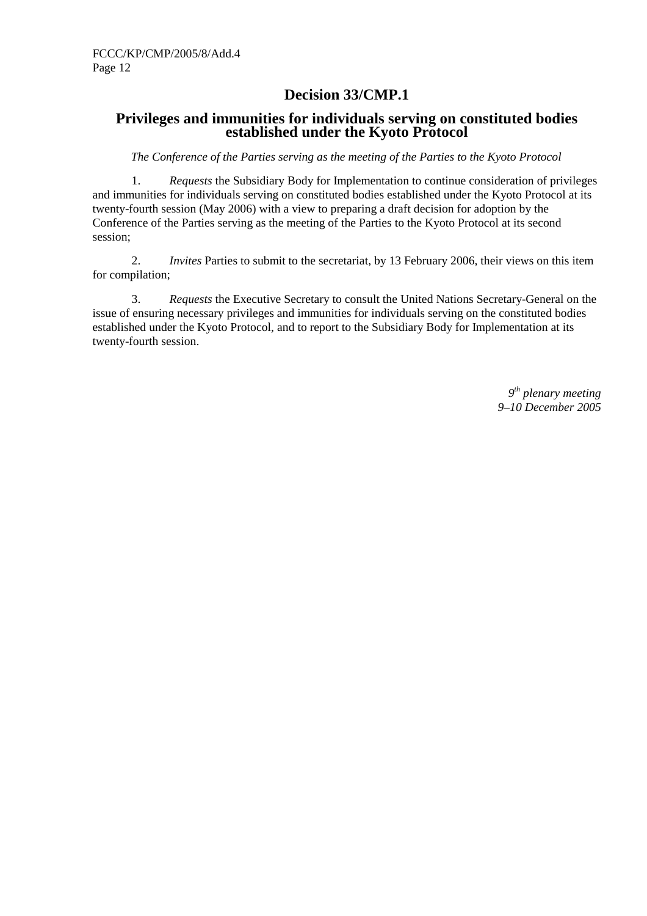# Decision 33/CMP.1

## Privileges and immunities for individuals serving on constituted bodies established under the Kyoto Protocol

*The Conference of the Parties serving as the meeting of the Parties to the Kyoto Protocol*

1. *Requests* the Subsidiary Body for Implementation to continue consideration of privileges and immunities for individuals serving on constituted bodies established under the Kyoto Protocol at its twenty-fourth session (May 2006) with a view to preparing a draft decision for adoption by the Conference of the Parties serving as the meeting of the Parties to the Kyoto Protocol at its second session;

2. *Invites* Parties to submit to the secretariat, by 13 February 2006, their views on this item for compilation;

3. *Requests* the Executive Secretary to consult the United Nations Secretary-General on the issue of ensuring necessary privileges and immunities for individuals serving on the constituted bodies established under the Kyoto Protocol, and to report to the Subsidiary Body for Implementation at its twenty-fourth session.

*9th plenary meeting*
*9–10 December 2005*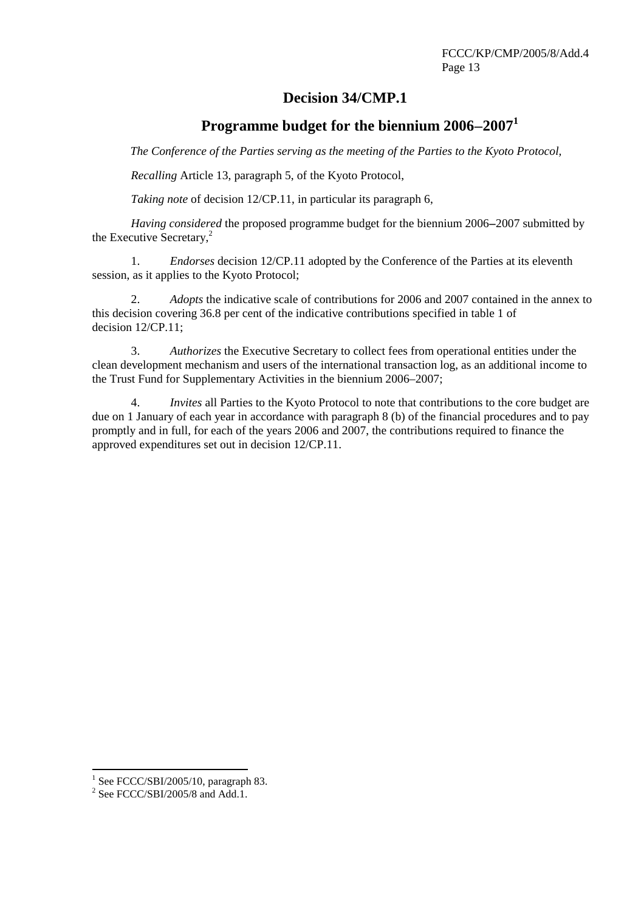# Decision 34/CMP.1

## Programme budget for the biennium 2006–2007[1]

*The Conference of the Parties serving as the meeting of the Parties to the Kyoto Protocol,*

*Recalling* Article 13, paragraph 5, of the Kyoto Protocol,

*Taking note* of decision 12/CP.11, in particular its paragraph 6,

*Having considered* the proposed programme budget for the biennium 2006–2007 submitted by the Executive Secretary,[2]

1. *Endorses* decision 12/CP.11 adopted by the Conference of the Parties at its eleventh session, as it applies to the Kyoto Protocol;

2. *Adopts* the indicative scale of contributions for 2006 and 2007 contained in the annex to this decision covering 36.8 per cent of the indicative contributions specified in table 1 of decision 12/CP.11;

3. *Authorizes* the Executive Secretary to collect fees from operational entities under the clean development mechanism and users of the international transaction log, as an additional income to the Trust Fund for Supplementary Activities in the biennium 2006–2007;

4. *Invites* all Parties to the Kyoto Protocol to note that contributions to the core budget are due on 1 January of each year in accordance with paragraph 8 (b) of the financial procedures and to pay promptly and in full, for each of the years 2006 and 2007, the contributions required to finance the approved expenditures set out in decision 12/CP.11.

---

[1] See FCCC/SBI/2005/10, paragraph 83.

[2] See FCCC/SBI/2005/8 and Add.1.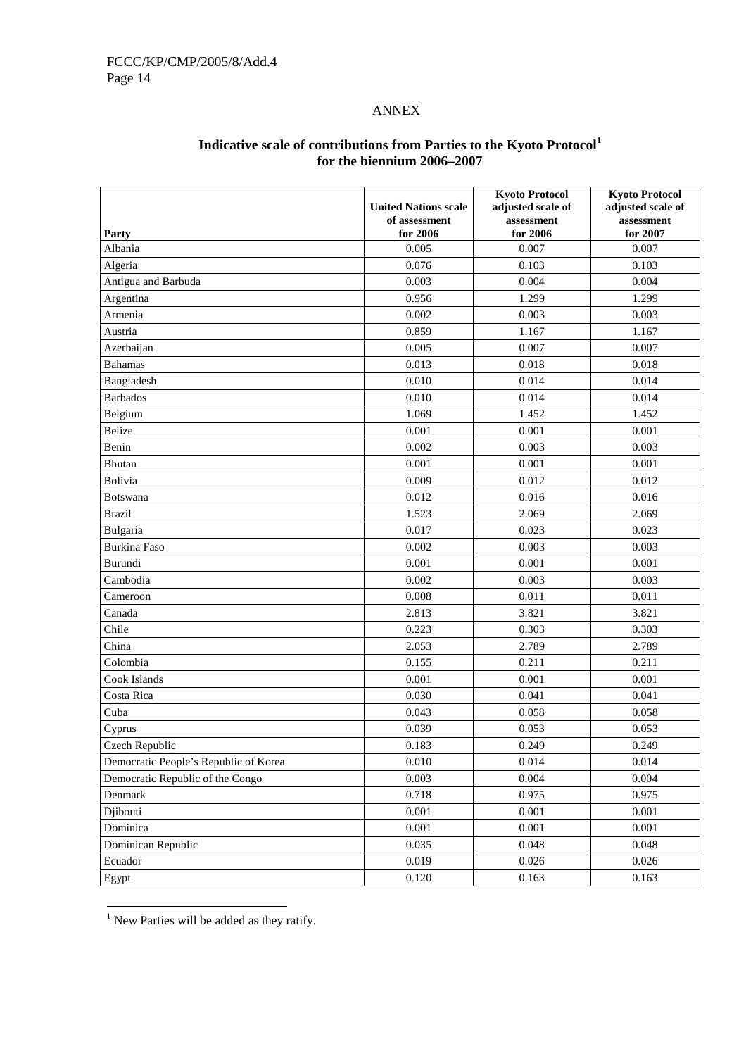## ANNEX

### Indicative scale of contributions from Parties to the Kyoto Protocol[1] for the biennium 2006–2007

| Party | United Nations scale of assessment for 2006 | Kyoto Protocol adjusted scale of assessment for 2006 | Kyoto Protocol adjusted scale of assessment for 2007 |
|---|---|---|---|
| Albania | 0.005 | 0.007 | 0.007 |
| Algeria | 0.076 | 0.103 | 0.103 |
| Antigua and Barbuda | 0.003 | 0.004 | 0.004 |
| Argentina | 0.956 | 1.299 | 1.299 |
| Armenia | 0.002 | 0.003 | 0.003 |
| Austria | 0.859 | 1.167 | 1.167 |
| Azerbaijan | 0.005 | 0.007 | 0.007 |
| Bahamas | 0.013 | 0.018 | 0.018 |
| Bangladesh | 0.010 | 0.014 | 0.014 |
| Barbados | 0.010 | 0.014 | 0.014 |
| Belgium | 1.069 | 1.452 | 1.452 |
| Belize | 0.001 | 0.001 | 0.001 |
| Benin | 0.002 | 0.003 | 0.003 |
| Bhutan | 0.001 | 0.001 | 0.001 |
| Bolivia | 0.009 | 0.012 | 0.012 |
| Botswana | 0.012 | 0.016 | 0.016 |
| Brazil | 1.523 | 2.069 | 2.069 |
| Bulgaria | 0.017 | 0.023 | 0.023 |
| Burkina Faso | 0.002 | 0.003 | 0.003 |
| Burundi | 0.001 | 0.001 | 0.001 |
| Cambodia | 0.002 | 0.003 | 0.003 |
| Cameroon | 0.008 | 0.011 | 0.011 |
| Canada | 2.813 | 3.821 | 3.821 |
| Chile | 0.223 | 0.303 | 0.303 |
| China | 2.053 | 2.789 | 2.789 |
| Colombia | 0.155 | 0.211 | 0.211 |
| Cook Islands | 0.001 | 0.001 | 0.001 |
| Costa Rica | 0.030 | 0.041 | 0.041 |
| Cuba | 0.043 | 0.058 | 0.058 |
| Cyprus | 0.039 | 0.053 | 0.053 |
| Czech Republic | 0.183 | 0.249 | 0.249 |
| Democratic People's Republic of Korea | 0.010 | 0.014 | 0.014 |
| Democratic Republic of the Congo | 0.003 | 0.004 | 0.004 |
| Denmark | 0.718 | 0.975 | 0.975 |
| Djibouti | 0.001 | 0.001 | 0.001 |
| Dominica | 0.001 | 0.001 | 0.001 |
| Dominican Republic | 0.035 | 0.048 | 0.048 |
| Ecuador | 0.019 | 0.026 | 0.026 |
| Egypt | 0.120 | 0.163 | 0.163 |

[1] New Parties will be added as they ratify.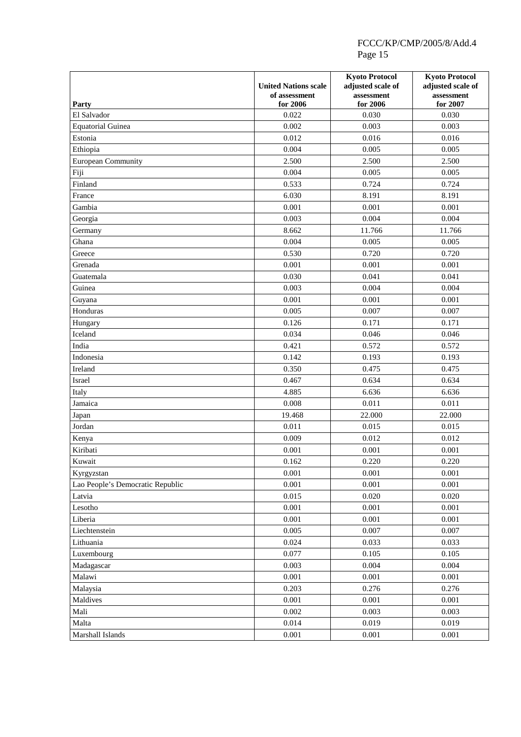| Party | United Nations scale of assessment for 2006 | Kyoto Protocol adjusted scale of assessment for 2006 | Kyoto Protocol adjusted scale of assessment for 2007 |
|---|---|---|---|
| El Salvador | 0.022 | 0.030 | 0.030 |
| Equatorial Guinea | 0.002 | 0.003 | 0.003 |
| Estonia | 0.012 | 0.016 | 0.016 |
| Ethiopia | 0.004 | 0.005 | 0.005 |
| European Community | 2.500 | 2.500 | 2.500 |
| Fiji | 0.004 | 0.005 | 0.005 |
| Finland | 0.533 | 0.724 | 0.724 |
| France | 6.030 | 8.191 | 8.191 |
| Gambia | 0.001 | 0.001 | 0.001 |
| Georgia | 0.003 | 0.004 | 0.004 |
| Germany | 8.662 | 11.766 | 11.766 |
| Ghana | 0.004 | 0.005 | 0.005 |
| Greece | 0.530 | 0.720 | 0.720 |
| Grenada | 0.001 | 0.001 | 0.001 |
| Guatemala | 0.030 | 0.041 | 0.041 |
| Guinea | 0.003 | 0.004 | 0.004 |
| Guyana | 0.001 | 0.001 | 0.001 |
| Honduras | 0.005 | 0.007 | 0.007 |
| Hungary | 0.126 | 0.171 | 0.171 |
| Iceland | 0.034 | 0.046 | 0.046 |
| India | 0.421 | 0.572 | 0.572 |
| Indonesia | 0.142 | 0.193 | 0.193 |
| Ireland | 0.350 | 0.475 | 0.475 |
| Israel | 0.467 | 0.634 | 0.634 |
| Italy | 4.885 | 6.636 | 6.636 |
| Jamaica | 0.008 | 0.011 | 0.011 |
| Japan | 19.468 | 22.000 | 22.000 |
| Jordan | 0.011 | 0.015 | 0.015 |
| Kenya | 0.009 | 0.012 | 0.012 |
| Kiribati | 0.001 | 0.001 | 0.001 |
| Kuwait | 0.162 | 0.220 | 0.220 |
| Kyrgyzstan | 0.001 | 0.001 | 0.001 |
| Lao People's Democratic Republic | 0.001 | 0.001 | 0.001 |
| Latvia | 0.015 | 0.020 | 0.020 |
| Lesotho | 0.001 | 0.001 | 0.001 |
| Liberia | 0.001 | 0.001 | 0.001 |
| Liechtenstein | 0.005 | 0.007 | 0.007 |
| Lithuania | 0.024 | 0.033 | 0.033 |
| Luxembourg | 0.077 | 0.105 | 0.105 |
| Madagascar | 0.003 | 0.004 | 0.004 |
| Malawi | 0.001 | 0.001 | 0.001 |
| Malaysia | 0.203 | 0.276 | 0.276 |
| Maldives | 0.001 | 0.001 | 0.001 |
| Mali | 0.002 | 0.003 | 0.003 |
| Malta | 0.014 | 0.019 | 0.019 |
| Marshall Islands | 0.001 | 0.001 | 0.001 |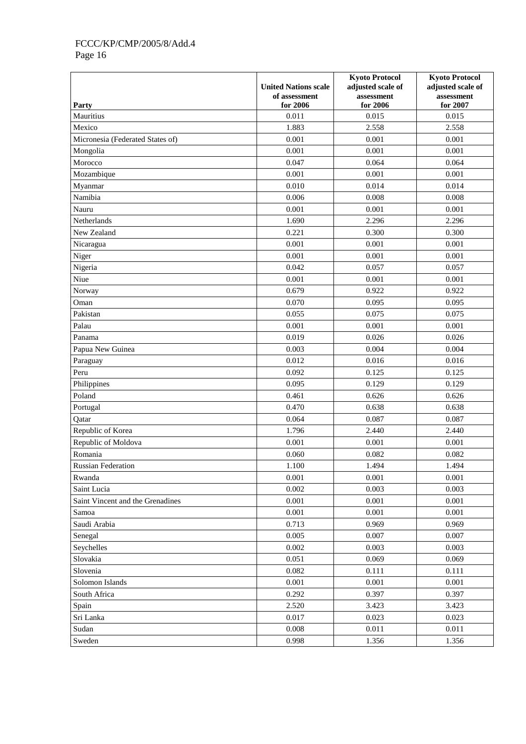| Party | United Nations scale of assessment for 2006 | Kyoto Protocol adjusted scale of assessment for 2006 | Kyoto Protocol adjusted scale of assessment for 2007 |
|---|---|---|---|
| Mauritius | 0.011 | 0.015 | 0.015 |
| Mexico | 1.883 | 2.558 | 2.558 |
| Micronesia (Federated States of) | 0.001 | 0.001 | 0.001 |
| Mongolia | 0.001 | 0.001 | 0.001 |
| Morocco | 0.047 | 0.064 | 0.064 |
| Mozambique | 0.001 | 0.001 | 0.001 |
| Myanmar | 0.010 | 0.014 | 0.014 |
| Namibia | 0.006 | 0.008 | 0.008 |
| Nauru | 0.001 | 0.001 | 0.001 |
| Netherlands | 1.690 | 2.296 | 2.296 |
| New Zealand | 0.221 | 0.300 | 0.300 |
| Nicaragua | 0.001 | 0.001 | 0.001 |
| Niger | 0.001 | 0.001 | 0.001 |
| Nigeria | 0.042 | 0.057 | 0.057 |
| Niue | 0.001 | 0.001 | 0.001 |
| Norway | 0.679 | 0.922 | 0.922 |
| Oman | 0.070 | 0.095 | 0.095 |
| Pakistan | 0.055 | 0.075 | 0.075 |
| Palau | 0.001 | 0.001 | 0.001 |
| Panama | 0.019 | 0.026 | 0.026 |
| Papua New Guinea | 0.003 | 0.004 | 0.004 |
| Paraguay | 0.012 | 0.016 | 0.016 |
| Peru | 0.092 | 0.125 | 0.125 |
| Philippines | 0.095 | 0.129 | 0.129 |
| Poland | 0.461 | 0.626 | 0.626 |
| Portugal | 0.470 | 0.638 | 0.638 |
| Qatar | 0.064 | 0.087 | 0.087 |
| Republic of Korea | 1.796 | 2.440 | 2.440 |
| Republic of Moldova | 0.001 | 0.001 | 0.001 |
| Romania | 0.060 | 0.082 | 0.082 |
| Russian Federation | 1.100 | 1.494 | 1.494 |
| Rwanda | 0.001 | 0.001 | 0.001 |
| Saint Lucia | 0.002 | 0.003 | 0.003 |
| Saint Vincent and the Grenadines | 0.001 | 0.001 | 0.001 |
| Samoa | 0.001 | 0.001 | 0.001 |
| Saudi Arabia | 0.713 | 0.969 | 0.969 |
| Senegal | 0.005 | 0.007 | 0.007 |
| Seychelles | 0.002 | 0.003 | 0.003 |
| Slovakia | 0.051 | 0.069 | 0.069 |
| Slovenia | 0.082 | 0.111 | 0.111 |
| Solomon Islands | 0.001 | 0.001 | 0.001 |
| South Africa | 0.292 | 0.397 | 0.397 |
| Spain | 2.520 | 3.423 | 3.423 |
| Sri Lanka | 0.017 | 0.023 | 0.023 |
| Sudan | 0.008 | 0.011 | 0.011 |
| Sweden | 0.998 | 1.356 | 1.356 |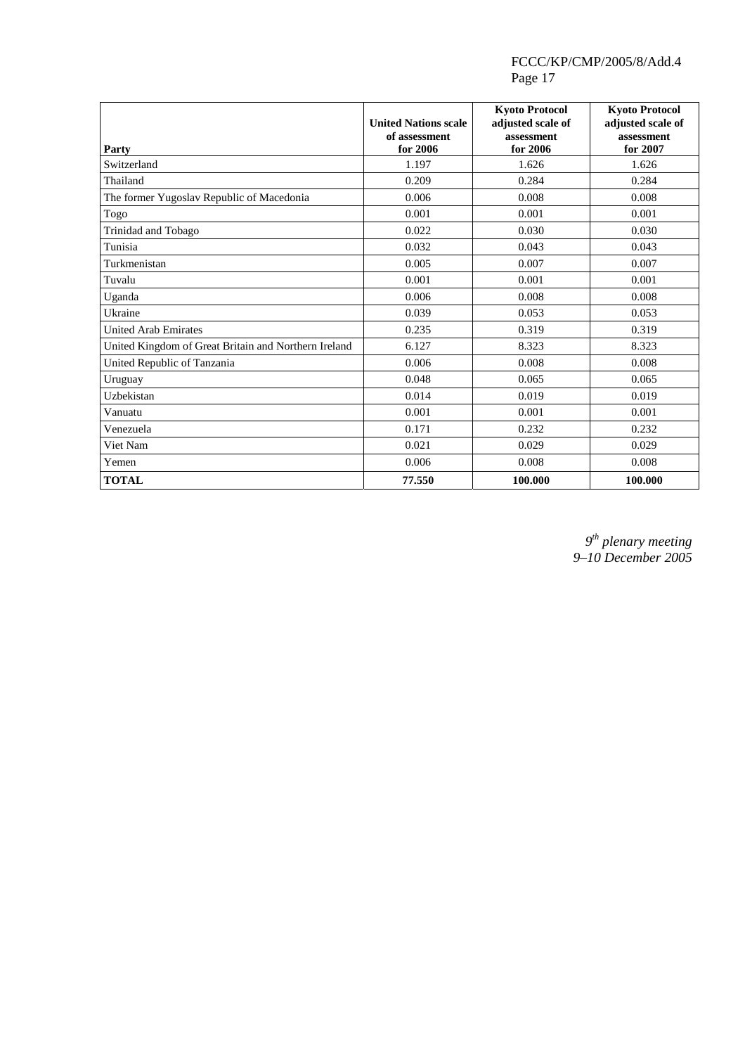| Party | United Nations scale of assessment for 2006 | Kyoto Protocol adjusted scale of assessment for 2006 | Kyoto Protocol adjusted scale of assessment for 2007 |
|---|---|---|---|
| Switzerland | 1.197 | 1.626 | 1.626 |
| Thailand | 0.209 | 0.284 | 0.284 |
| The former Yugoslav Republic of Macedonia | 0.006 | 0.008 | 0.008 |
| Togo | 0.001 | 0.001 | 0.001 |
| Trinidad and Tobago | 0.022 | 0.030 | 0.030 |
| Tunisia | 0.032 | 0.043 | 0.043 |
| Turkmenistan | 0.005 | 0.007 | 0.007 |
| Tuvalu | 0.001 | 0.001 | 0.001 |
| Uganda | 0.006 | 0.008 | 0.008 |
| Ukraine | 0.039 | 0.053 | 0.053 |
| United Arab Emirates | 0.235 | 0.319 | 0.319 |
| United Kingdom of Great Britain and Northern Ireland | 6.127 | 8.323 | 8.323 |
| United Republic of Tanzania | 0.006 | 0.008 | 0.008 |
| Uruguay | 0.048 | 0.065 | 0.065 |
| Uzbekistan | 0.014 | 0.019 | 0.019 |
| Vanuatu | 0.001 | 0.001 | 0.001 |
| Venezuela | 0.171 | 0.232 | 0.232 |
| Viet Nam | 0.021 | 0.029 | 0.029 |
| Yemen | 0.006 | 0.008 | 0.008 |
| **TOTAL** | **77.550** | **100.000** | **100.000** |

*9th plenary meeting*
*9–10 December 2005*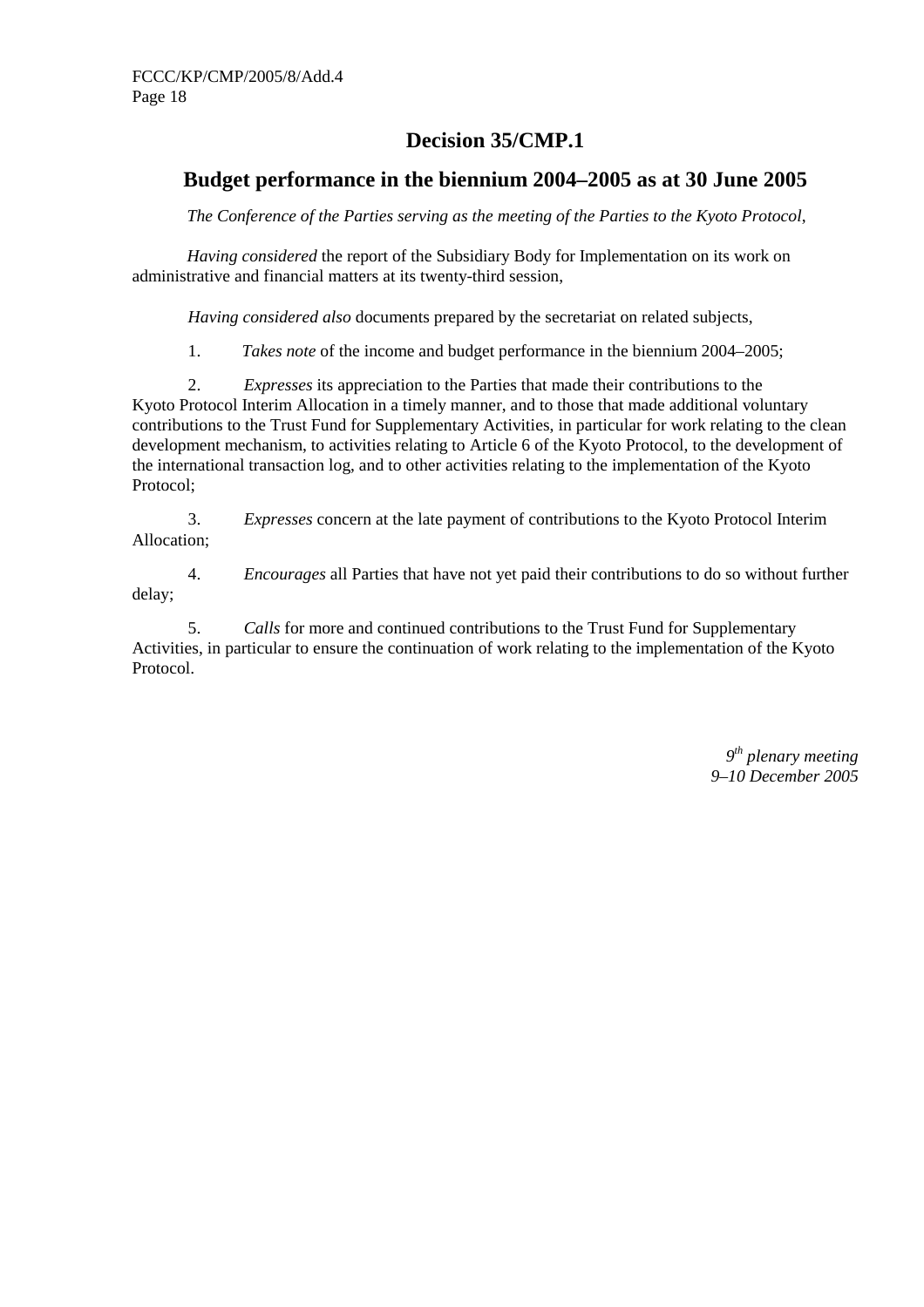# Decision 35/CMP.1

## Budget performance in the biennium 2004–2005 as at 30 June 2005

*The Conference of the Parties serving as the meeting of the Parties to the Kyoto Protocol*,

*Having considered* the report of the Subsidiary Body for Implementation on its work on administrative and financial matters at its twenty-third session,

*Having considered also* documents prepared by the secretariat on related subjects,

1. *Takes note* of the income and budget performance in the biennium 2004–2005;

2. *Expresses* its appreciation to the Parties that made their contributions to the Kyoto Protocol Interim Allocation in a timely manner, and to those that made additional voluntary contributions to the Trust Fund for Supplementary Activities, in particular for work relating to the clean development mechanism, to activities relating to Article 6 of the Kyoto Protocol, to the development of the international transaction log, and to other activities relating to the implementation of the Kyoto Protocol;

3. *Expresses* concern at the late payment of contributions to the Kyoto Protocol Interim Allocation;

4. *Encourages* all Parties that have not yet paid their contributions to do so without further delay;

5. *Calls* for more and continued contributions to the Trust Fund for Supplementary Activities, in particular to ensure the continuation of work relating to the implementation of the Kyoto Protocol.

*9th plenary meeting*
*9–10 December 2005*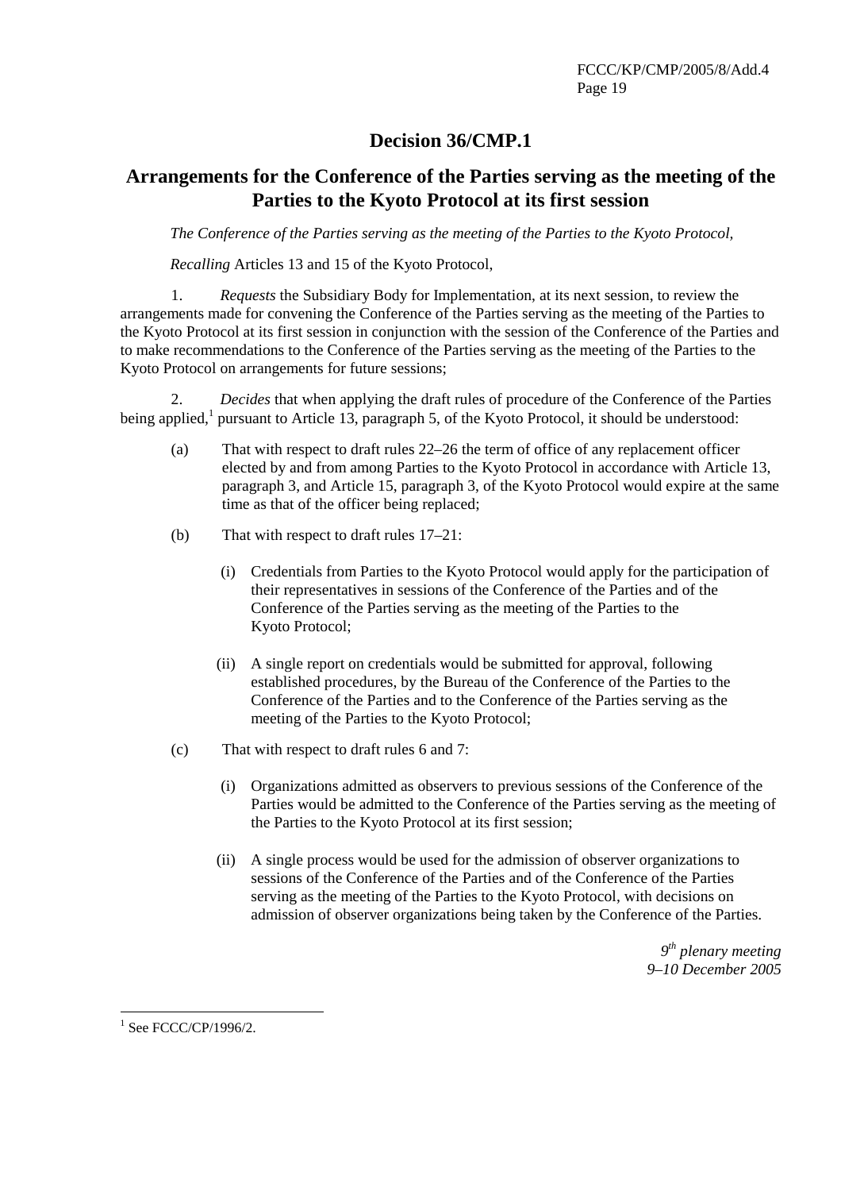# Decision 36/CMP.1

## Arrangements for the Conference of the Parties serving as the meeting of the Parties to the Kyoto Protocol at its first session

*The Conference of the Parties serving as the meeting of the Parties to the Kyoto Protocol,*

*Recalling* Articles 13 and 15 of the Kyoto Protocol,

1. *Requests* the Subsidiary Body for Implementation, at its next session, to review the arrangements made for convening the Conference of the Parties serving as the meeting of the Parties to the Kyoto Protocol at its first session in conjunction with the session of the Conference of the Parties and to make recommendations to the Conference of the Parties serving as the meeting of the Parties to the Kyoto Protocol on arrangements for future sessions;

2. *Decides* that when applying the draft rules of procedure of the Conference of the Parties being applied,[1] pursuant to Article 13, paragraph 5, of the Kyoto Protocol, it should be understood:

(a) That with respect to draft rules 22–26 the term of office of any replacement officer elected by and from among Parties to the Kyoto Protocol in accordance with Article 13, paragraph 3, and Article 15, paragraph 3, of the Kyoto Protocol would expire at the same time as that of the officer being replaced;

(b) That with respect to draft rules 17–21:

(i) Credentials from Parties to the Kyoto Protocol would apply for the participation of their representatives in sessions of the Conference of the Parties and of the Conference of the Parties serving as the meeting of the Parties to the Kyoto Protocol;

(ii) A single report on credentials would be submitted for approval, following established procedures, by the Bureau of the Conference of the Parties to the Conference of the Parties and to the Conference of the Parties serving as the meeting of the Parties to the Kyoto Protocol;

(c) That with respect to draft rules 6 and 7:

(i) Organizations admitted as observers to previous sessions of the Conference of the Parties would be admitted to the Conference of the Parties serving as the meeting of the Parties to the Kyoto Protocol at its first session;

(ii) A single process would be used for the admission of observer organizations to sessions of the Conference of the Parties and of the Conference of the Parties serving as the meeting of the Parties to the Kyoto Protocol, with decisions on admission of observer organizations being taken by the Conference of the Parties.

*9th plenary meeting*
*9–10 December 2005*

[1] See FCCC/CP/1996/2.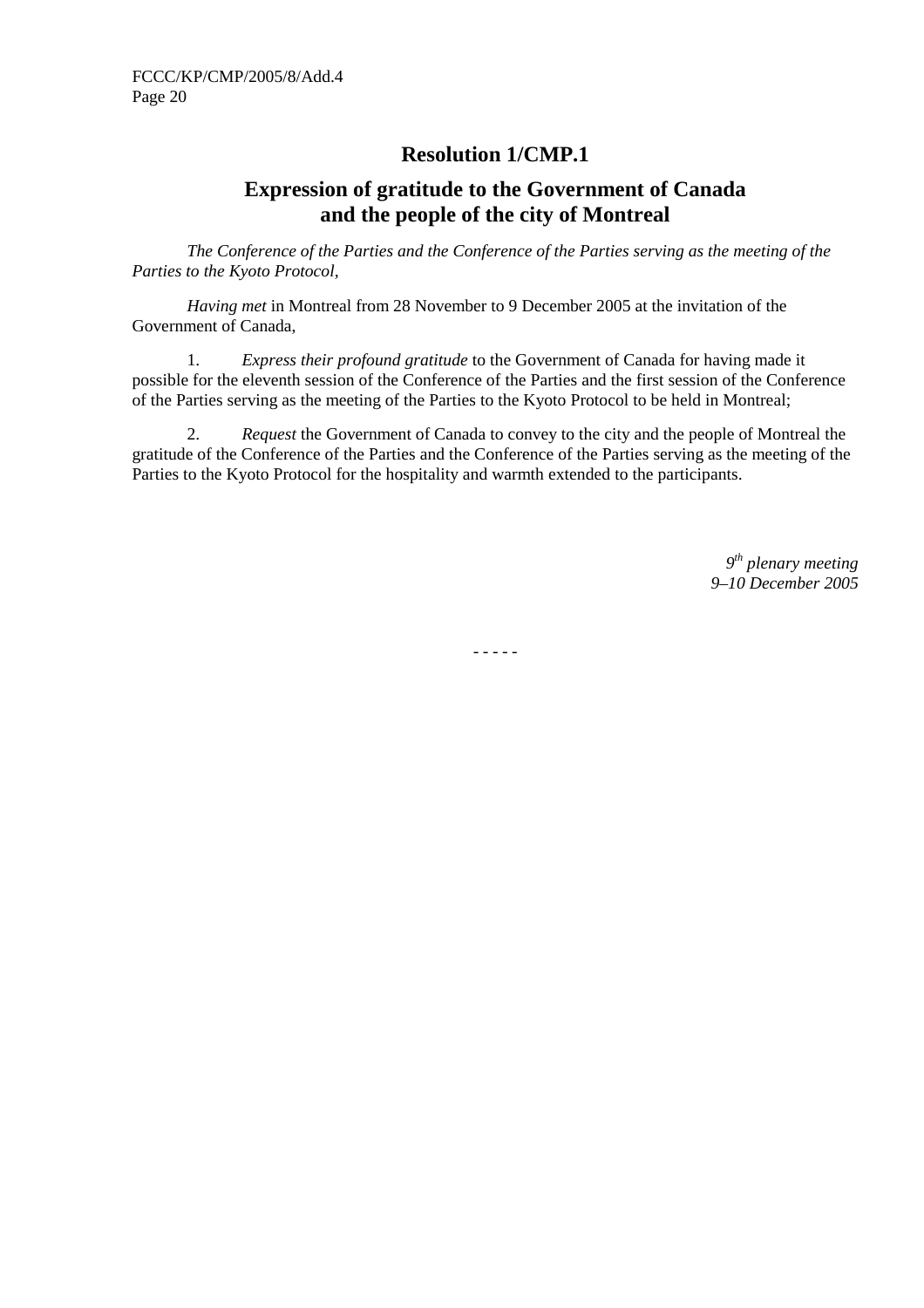# Resolution 1/CMP.1

## Expression of gratitude to the Government of Canada and the people of the city of Montreal

*The Conference of the Parties and the Conference of the Parties serving as the meeting of the Parties to the Kyoto Protocol,*

*Having met* in Montreal from 28 November to 9 December 2005 at the invitation of the Government of Canada,

1. *Express their profound gratitude* to the Government of Canada for having made it possible for the eleventh session of the Conference of the Parties and the first session of the Conference of the Parties serving as the meeting of the Parties to the Kyoto Protocol to be held in Montreal;

2. *Request* the Government of Canada to convey to the city and the people of Montreal the gratitude of the Conference of the Parties and the Conference of the Parties serving as the meeting of the Parties to the Kyoto Protocol for the hospitality and warmth extended to the participants.

*9th plenary meeting*
*9–10 December 2005*

- - - - -